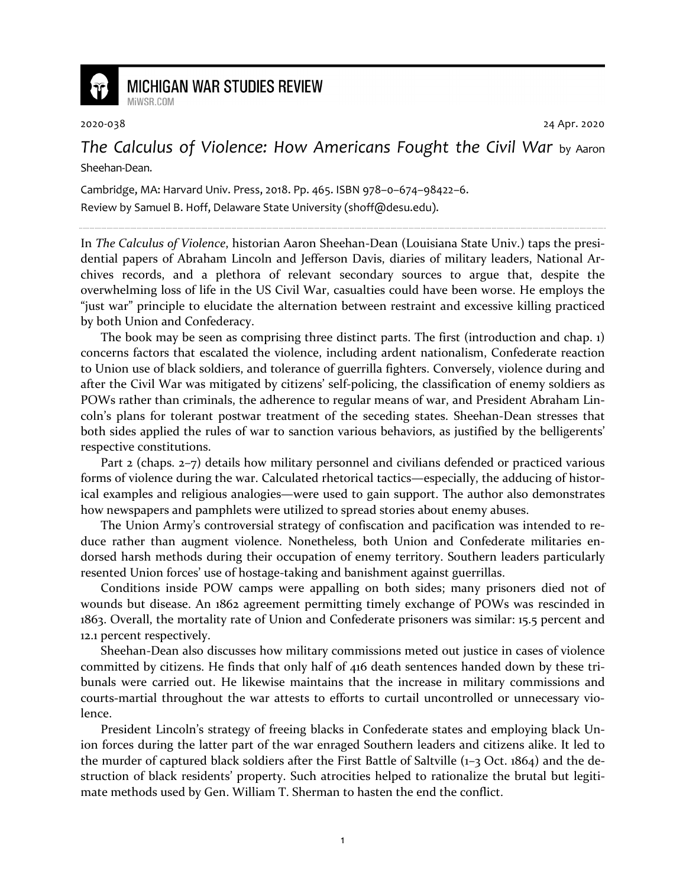MICHIGAN WAR STUDIES REVIEW

MiWSR.COM

2020-038 24 Apr. 2020

# *The Calculus of Violence: How Americans Fought the Civil War* by Aaron Sheehan-Dean.

Cambridge, MA: Harvard Univ. Press, 2018. Pp. 465. ISBN 978–0–674–98422–6.

Review by Samuel B. Hoff, Delaware State University (shoff@desu.edu).

In *The Calculus of Violence*, historian Aaron Sheehan-Dean (Louisiana State Univ.) taps the presidential papers of Abraham Lincoln and Jefferson Davis, diaries of military leaders, National Archives records, and a plethora of relevant secondary sources to argue that, despite the overwhelming loss of life in the US Civil War, casualties could have been worse. He employs the "just war" principle to elucidate the alternation between restraint and excessive killing practiced by both Union and Confederacy.

The book may be seen as comprising three distinct parts. The first (introduction and chap. 1) concerns factors that escalated the violence, including ardent nationalism, Confederate reaction to Union use of black soldiers, and tolerance of guerrilla fighters. Conversely, violence during and after the Civil War was mitigated by citizens' self-policing, the classification of enemy soldiers as POWs rather than criminals, the adherence to regular means of war, and President Abraham Lincoln's plans for tolerant postwar treatment of the seceding states. Sheehan-Dean stresses that both sides applied the rules of war to sanction various behaviors, as justified by the belligerents' respective constitutions.

Part 2 (chaps. 2–7) details how military personnel and civilians defended or practiced various forms of violence during the war. Calculated rhetorical tactics—especially, the adducing of historical examples and religious analogies—were used to gain support. The author also demonstrates how newspapers and pamphlets were utilized to spread stories about enemy abuses.

The Union Army's controversial strategy of confiscation and pacification was intended to reduce rather than augment violence. Nonetheless, both Union and Confederate militaries endorsed harsh methods during their occupation of enemy territory. Southern leaders particularly resented Union forces' use of hostage-taking and banishment against guerrillas.

Conditions inside POW camps were appalling on both sides; many prisoners died not of wounds but disease. An 1862 agreement permitting timely exchange of POWs was rescinded in 1863. Overall, the mortality rate of Union and Confederate prisoners was similar: 15.5 percent and 12.1 percent respectively.

Sheehan-Dean also discusses how military commissions meted out justice in cases of violence committed by citizens. He finds that only half of 416 death sentences handed down by these tribunals were carried out. He likewise maintains that the increase in military commissions and courts-martial throughout the war attests to efforts to curtail uncontrolled or unnecessary violence.

President Lincoln's strategy of freeing blacks in Confederate states and employing black Union forces during the latter part of the war enraged Southern leaders and citizens alike. It led to the murder of captured black soldiers after the First Battle of Saltville (1–3 Oct. 1864) and the destruction of black residents' property. Such atrocities helped to rationalize the brutal but legitimate methods used by Gen. William T. Sherman to hasten the end the conflict.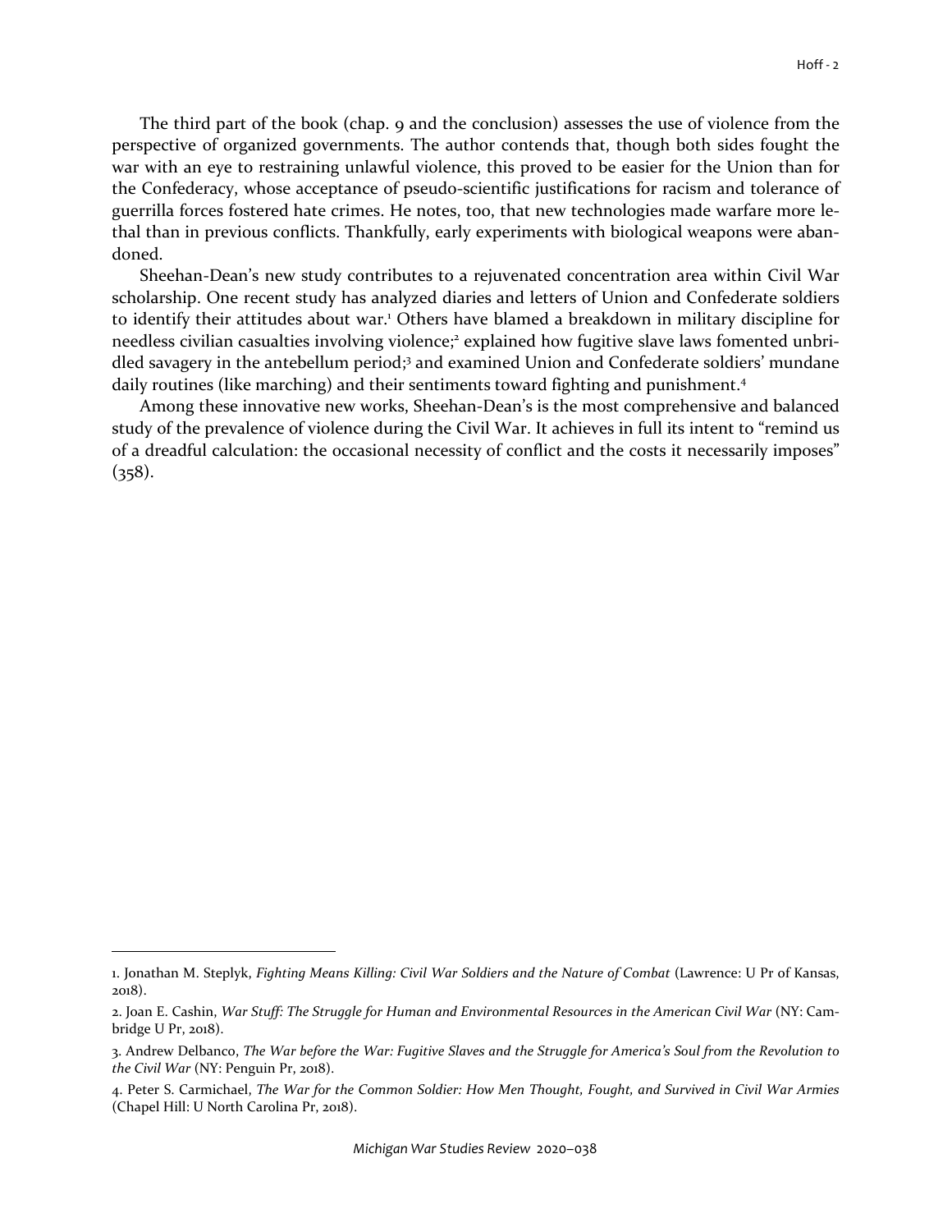The third part of the book (chap. 9 and the conclusion) assesses the use of violence from the perspective of organized governments. The author contends that, though both sides fought the war with an eye to restraining unlawful violence, this proved to be easier for the Union than for the Confederacy, whose acceptance of pseudo-scientific justifications for racism and tolerance of guerrilla forces fostered hate crimes. He notes, too, that new technologies made warfare more lethal than in previous conflicts. Thankfully, early experiments with biological weapons were abandoned.

Sheehan-Dean's new study contributes to a rejuvenated concentration area within Civil War scholarship. One recent study has analyzed diaries and letters of Union and Confederate soldiers to identify their attitudes about war.[1] Others have blamed a breakdown in military discipline for needless civilian casualties involving violence;[2] explained how fugitive slave laws fomented unbridled savagery in the antebellum period;[3] and examined Union and Confederate soldiers' mundane daily routines (like marching) and their sentiments toward fighting and punishment.[4]

Among these innovative new works, Sheehan-Dean's is the most comprehensive and balanced study of the prevalence of violence during the Civil War. It achieves in full its intent to "remind us of a dreadful calculation: the occasional necessity of conflict and the costs it necessarily imposes" (358).

---

1. Jonathan M. Steplyk, *Fighting Means Killing: Civil War Soldiers and the Nature of Combat* (Lawrence: U Pr of Kansas, 2018).

2. Joan E. Cashin, *War Stuff: The Struggle for Human and Environmental Resources in the American Civil War* (NY: Cambridge U Pr, 2018).

3. Andrew Delbanco, *The War before the War: Fugitive Slaves and the Struggle for America's Soul from the Revolution to the Civil War* (NY: Penguin Pr, 2018).

4. Peter S. Carmichael, *The War for the Common Soldier: How Men Thought, Fought, and Survived in Civil War Armies* (Chapel Hill: U North Carolina Pr, 2018).